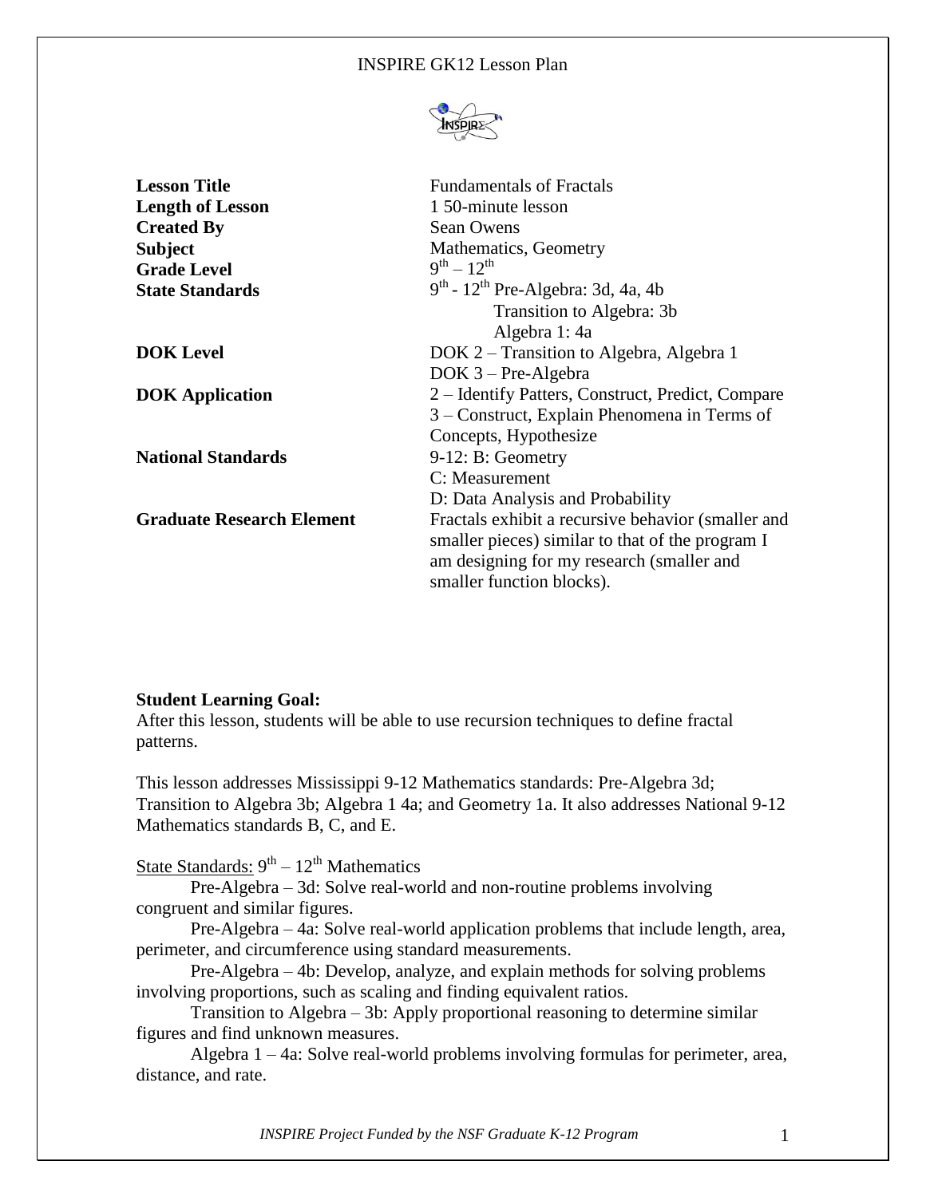# INSPIRE GK12 Lesson Plan

| | |
|---|---|
| **Lesson Title** | Fundamentals of Fractals |
| **Length of Lesson** | 1 50-minute lesson |
| **Created By** | Sean Owens |
| **Subject** | Mathematics, Geometry |
| **Grade Level** | $9^{th} – 12^{th}$ |
| **State Standards** | $9^{th}$ - $12^{th}$ Pre-Algebra: 3d, 4a, 4b<br>Transition to Algebra: 3b<br>Algebra 1: 4a |
| **DOK Level** | DOK 2 – Transition to Algebra, Algebra 1<br>DOK 3 – Pre-Algebra |
| **DOK Application** | 2 – Identify Patters, Construct, Predict, Compare<br>3 – Construct, Explain Phenomena in Terms of Concepts, Hypothesize |
| **National Standards** | 9-12: B: Geometry<br>C: Measurement<br>D: Data Analysis and Probability |
| **Graduate Research Element** | Fractals exhibit a recursive behavior (smaller and smaller pieces) similar to that of the program I am designing for my research (smaller and smaller function blocks). |

**Student Learning Goal:**

After this lesson, students will be able to use recursion techniques to define fractal patterns.

This lesson addresses Mississippi 9-12 Mathematics standards: Pre-Algebra 3d; Transition to Algebra 3b; Algebra 1 4a; and Geometry 1a. It also addresses National 9-12 Mathematics standards B, C, and E.

<u>State Standards:</u> $9^{th} – 12^{th}$ Mathematics

Pre-Algebra – 3d: Solve real-world and non-routine problems involving congruent and similar figures.

Pre-Algebra – 4a: Solve real-world application problems that include length, area, perimeter, and circumference using standard measurements.

Pre-Algebra – 4b: Develop, analyze, and explain methods for solving problems involving proportions, such as scaling and finding equivalent ratios.

Transition to Algebra – 3b: Apply proportional reasoning to determine similar figures and find unknown measures.

Algebra 1 – 4a: Solve real-world problems involving formulas for perimeter, area, distance, and rate.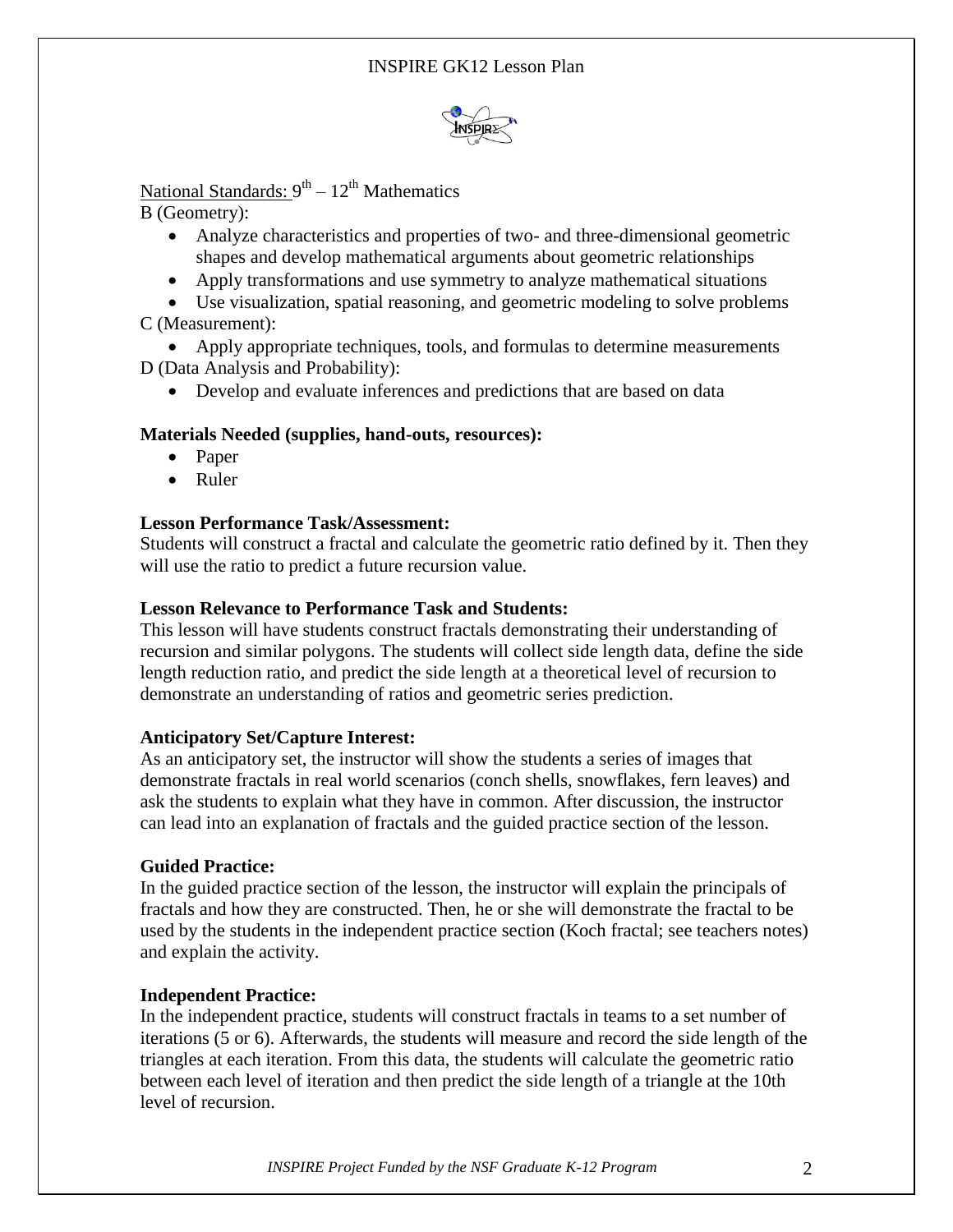National Standards: $9^{th} - 12^{th}$ Mathematics

B (Geometry):

- Analyze characteristics and properties of two- and three-dimensional geometric shapes and develop mathematical arguments about geometric relationships
- Apply transformations and use symmetry to analyze mathematical situations
- Use visualization, spatial reasoning, and geometric modeling to solve problems

C (Measurement):

- Apply appropriate techniques, tools, and formulas to determine measurements

D (Data Analysis and Probability):

- Develop and evaluate inferences and predictions that are based on data

**Materials Needed (supplies, hand-outs, resources):**

- Paper
- Ruler

**Lesson Performance Task/Assessment:**

Students will construct a fractal and calculate the geometric ratio defined by it. Then they will use the ratio to predict a future recursion value.

**Lesson Relevance to Performance Task and Students:**

This lesson will have students construct fractals demonstrating their understanding of recursion and similar polygons. The students will collect side length data, define the side length reduction ratio, and predict the side length at a theoretical level of recursion to demonstrate an understanding of ratios and geometric series prediction.

**Anticipatory Set/Capture Interest:**

As an anticipatory set, the instructor will show the students a series of images that demonstrate fractals in real world scenarios (conch shells, snowflakes, fern leaves) and ask the students to explain what they have in common. After discussion, the instructor can lead into an explanation of fractals and the guided practice section of the lesson.

**Guided Practice:**

In the guided practice section of the lesson, the instructor will explain the principals of fractals and how they are constructed. Then, he or she will demonstrate the fractal to be used by the students in the independent practice section (Koch fractal; see teachers notes) and explain the activity.

**Independent Practice:**

In the independent practice, students will construct fractals in teams to a set number of iterations (5 or 6). Afterwards, the students will measure and record the side length of the triangles at each iteration. From this data, the students will calculate the geometric ratio between each level of iteration and then predict the side length of a triangle at the 10th level of recursion.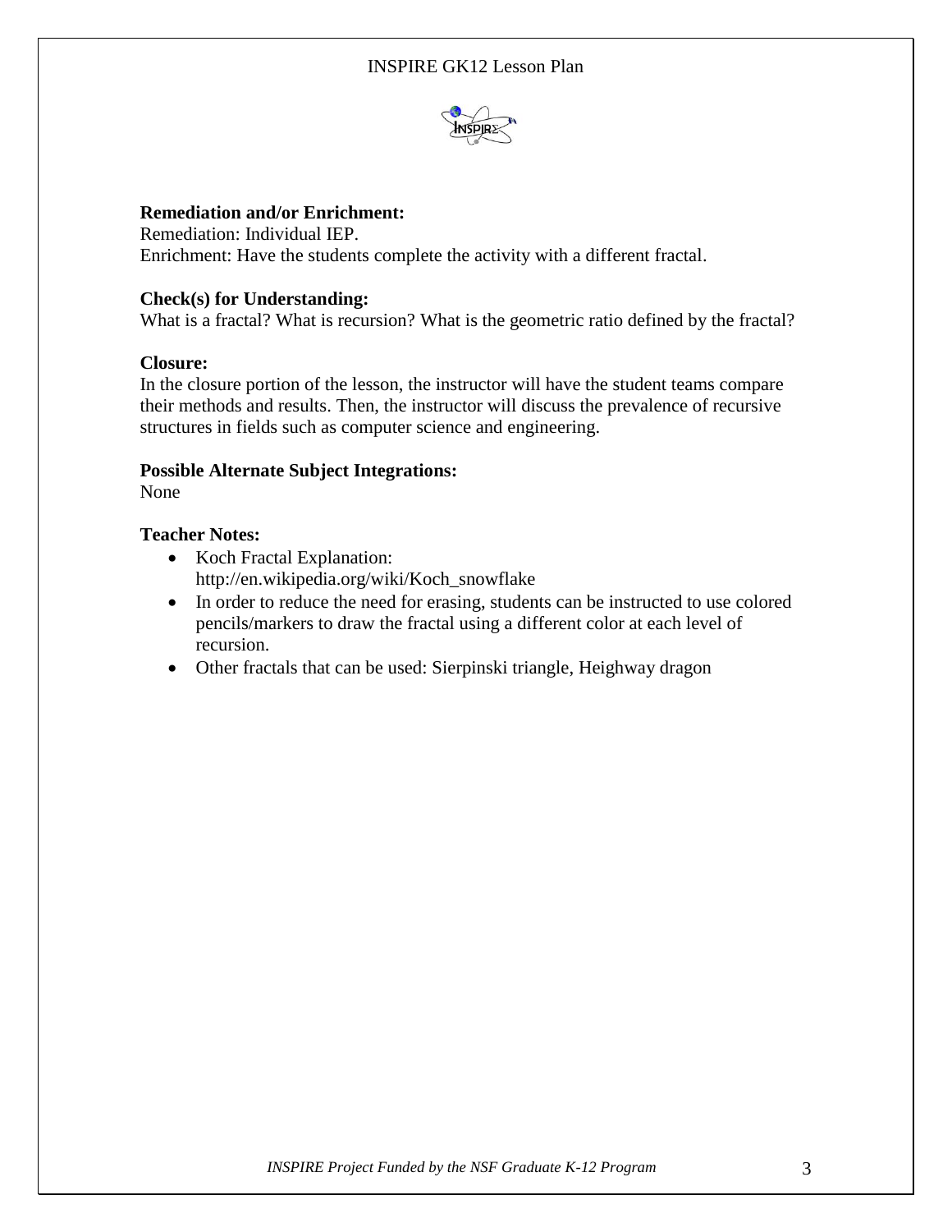**Remediation and/or Enrichment:**
Remediation: Individual IEP.
Enrichment: Have the students complete the activity with a different fractal.

**Check(s) for Understanding:**
What is a fractal? What is recursion? What is the geometric ratio defined by the fractal?

**Closure:**
In the closure portion of the lesson, the instructor will have the student teams compare their methods and results. Then, the instructor will discuss the prevalence of recursive structures in fields such as computer science and engineering.

**Possible Alternate Subject Integrations:**
None

**Teacher Notes:**

- Koch Fractal Explanation: http://en.wikipedia.org/wiki/Koch_snowflake
- In order to reduce the need for erasing, students can be instructed to use colored pencils/markers to draw the fractal using a different color at each level of recursion.
- Other fractals that can be used: Sierpinski triangle, Heighway dragon